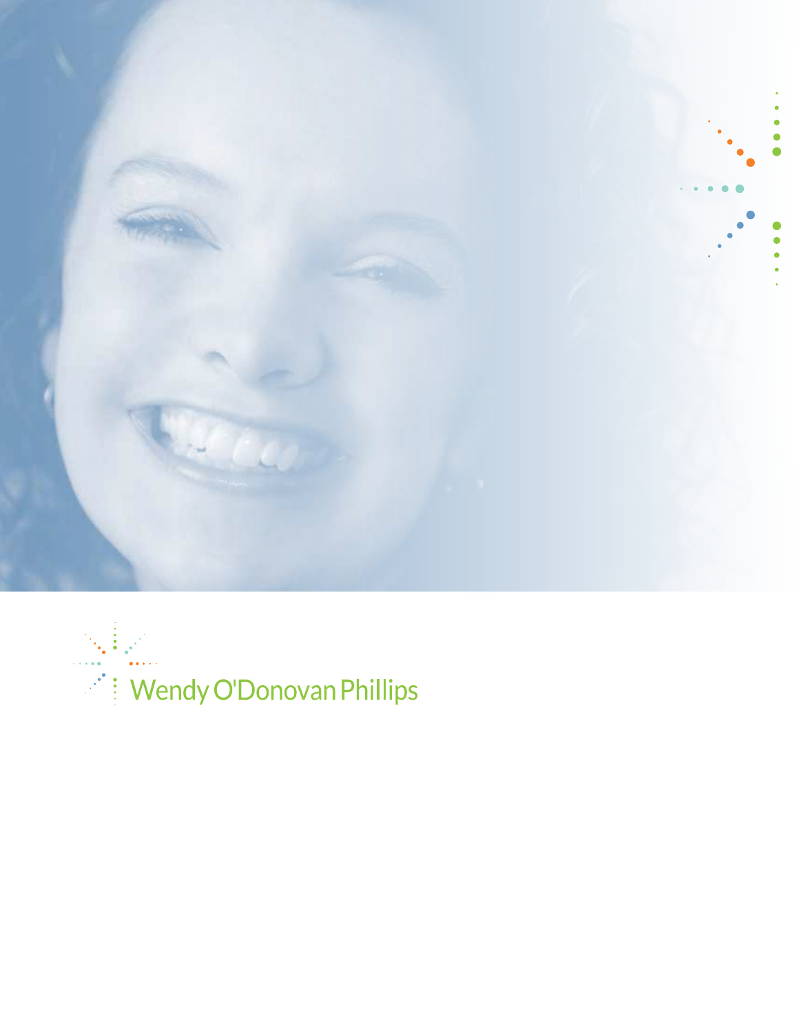Wendy O'Donovan Phillips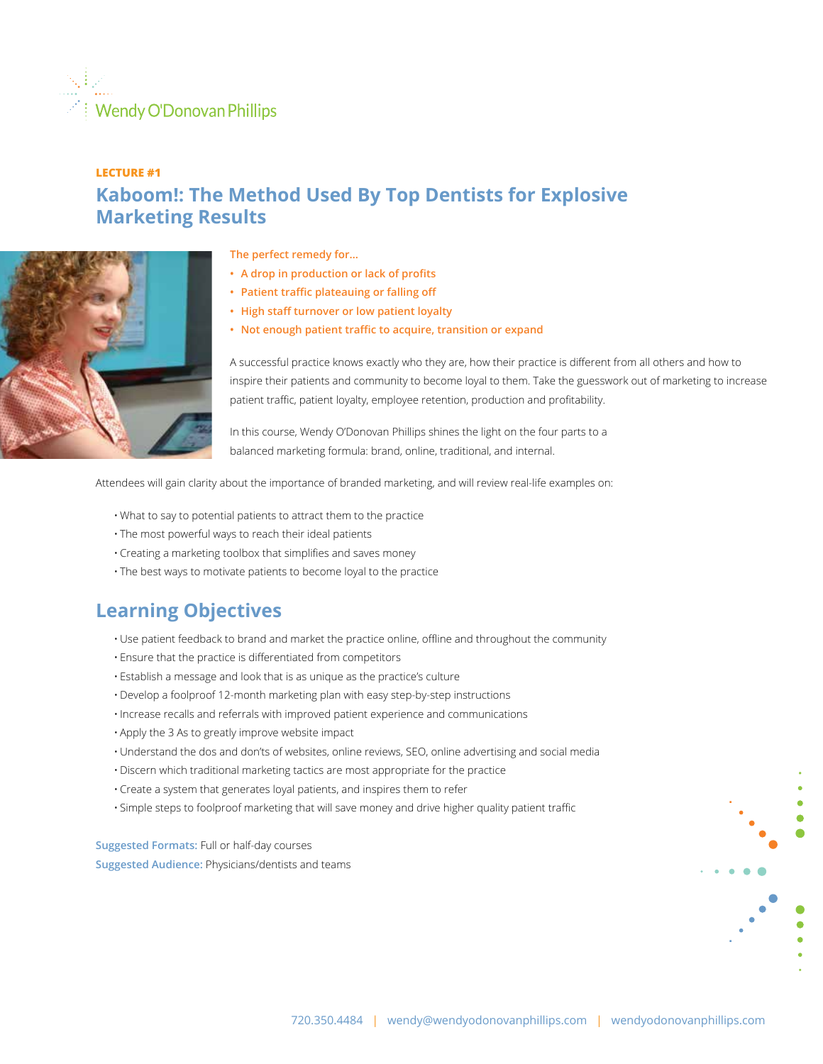Wendy O'Donovan Phillips

**LECTURE #1**

# Kaboom!: The Method Used By Top Dentists for Explosive Marketing Results

**The perfect remedy for...**

- **A drop in production or lack of profits**
- **Patient traffic plateauing or falling off**
- **High staff turnover or low patient loyalty**
- **Not enough patient traffic to acquire, transition or expand**

A successful practice knows exactly who they are, how their practice is different from all others and how to inspire their patients and community to become loyal to them. Take the guesswork out of marketing to increase patient traffic, patient loyalty, employee retention, production and profitability.

In this course, Wendy O'Donovan Phillips shines the light on the four parts to a balanced marketing formula: brand, online, traditional, and internal.

Attendees will gain clarity about the importance of branded marketing, and will review real-life examples on:

- What to say to potential patients to attract them to the practice
- The most powerful ways to reach their ideal patients
- Creating a marketing toolbox that simplifies and saves money
- The best ways to motivate patients to become loyal to the practice

## Learning Objectives

- Use patient feedback to brand and market the practice online, offline and throughout the community
- Ensure that the practice is differentiated from competitors
- Establish a message and look that is as unique as the practice's culture
- Develop a foolproof 12-month marketing plan with easy step-by-step instructions
- Increase recalls and referrals with improved patient experience and communications
- Apply the 3 As to greatly improve website impact
- Understand the dos and don'ts of websites, online reviews, SEO, online advertising and social media
- Discern which traditional marketing tactics are most appropriate for the practice
- Create a system that generates loyal patients, and inspires them to refer
- Simple steps to foolproof marketing that will save money and drive higher quality patient traffic

**Suggested Formats:** Full or half-day courses
**Suggested Audience:** Physicians/dentists and teams

720.350.4484 | wendy@wendyodonovanphillips.com | wendyodonovanphillips.com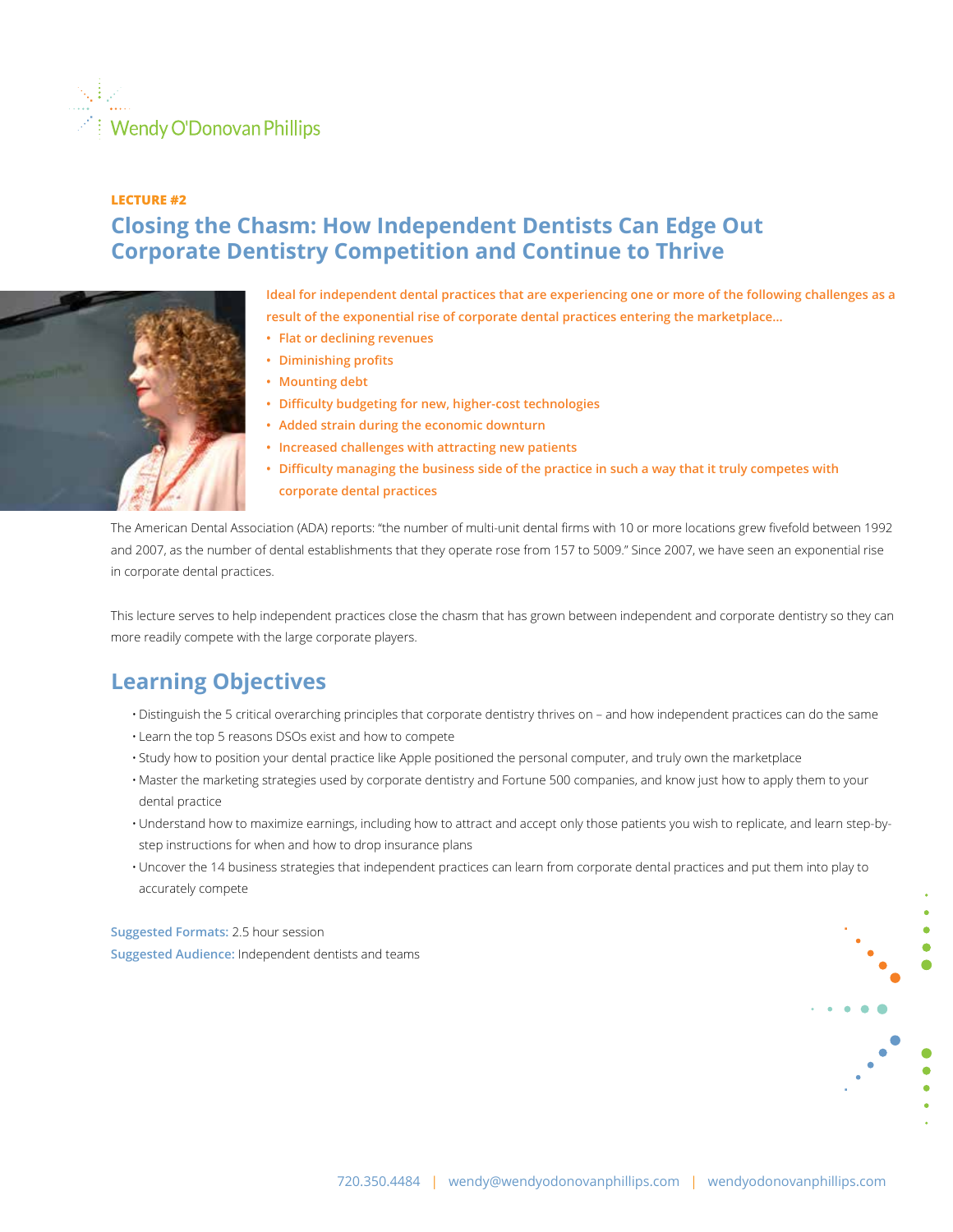Wendy O'Donovan Phillips

LECTURE #2

# Closing the Chasm: How Independent Dentists Can Edge Out Corporate Dentistry Competition and Continue to Thrive

**Ideal for independent dental practices that are experiencing one or more of the following challenges as a result of the exponential rise of corporate dental practices entering the marketplace…**

- **Flat or declining revenues**
- **Diminishing profits**
- **Mounting debt**
- **Difficulty budgeting for new, higher-cost technologies**
- **Added strain during the economic downturn**
- **Increased challenges with attracting new patients**
- **Difficulty managing the business side of the practice in such a way that it truly competes with corporate dental practices**

The American Dental Association (ADA) reports: "the number of multi-unit dental firms with 10 or more locations grew fivefold between 1992 and 2007, as the number of dental establishments that they operate rose from 157 to 5009." Since 2007, we have seen an exponential rise in corporate dental practices.

This lecture serves to help independent practices close the chasm that has grown between independent and corporate dentistry so they can more readily compete with the large corporate players.

## Learning Objectives

- Distinguish the 5 critical overarching principles that corporate dentistry thrives on – and how independent practices can do the same
- Learn the top 5 reasons DSOs exist and how to compete
- Study how to position your dental practice like Apple positioned the personal computer, and truly own the marketplace
- Master the marketing strategies used by corporate dentistry and Fortune 500 companies, and know just how to apply them to your dental practice
- Understand how to maximize earnings, including how to attract and accept only those patients you wish to replicate, and learn step-by-step instructions for when and how to drop insurance plans
- Uncover the 14 business strategies that independent practices can learn from corporate dental practices and put them into play to accurately compete

**Suggested Formats:** 2.5 hour session
**Suggested Audience:** Independent dentists and teams

720.350.4484 | wendy@wendyodonovanphillips.com | wendyodonovanphillips.com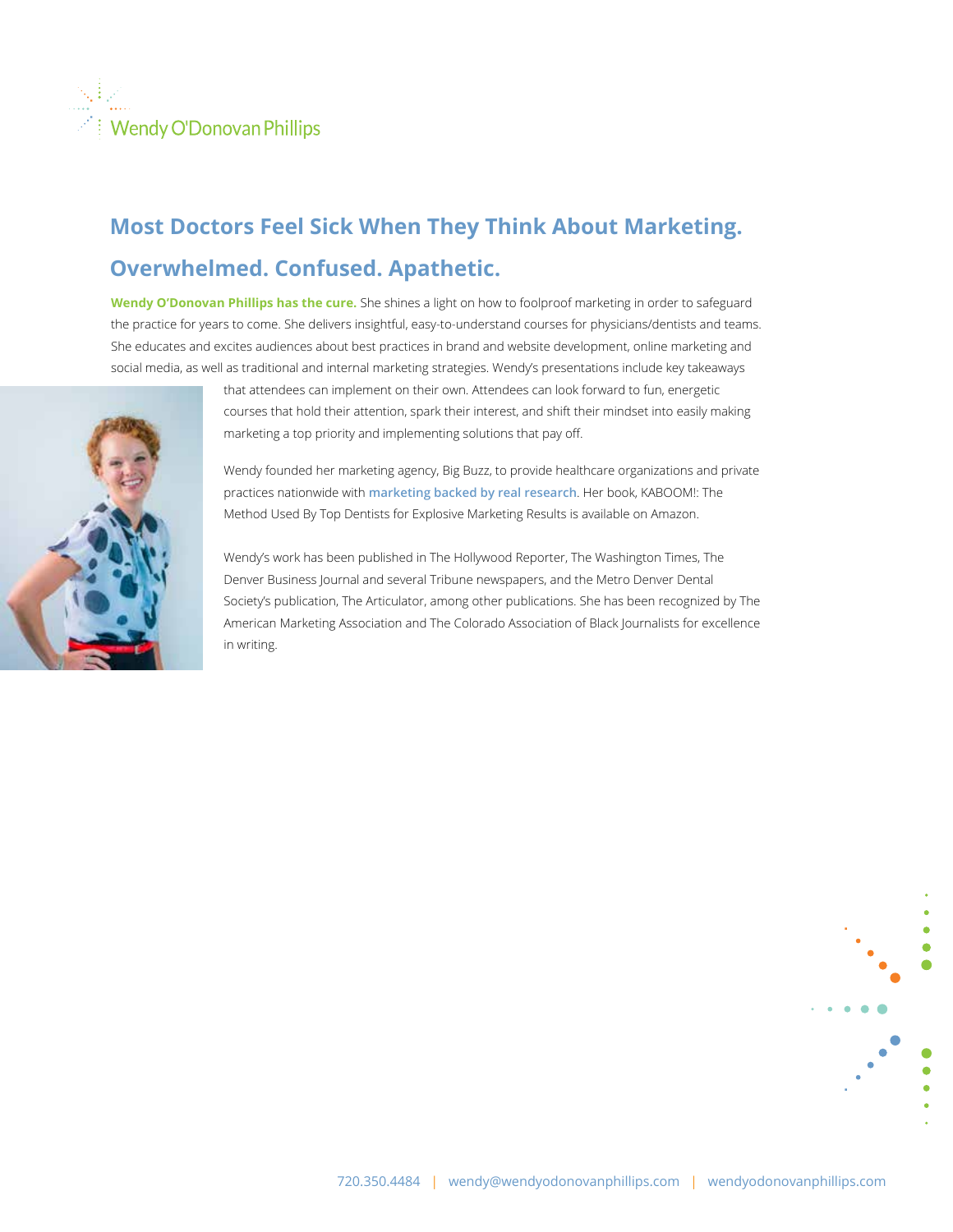Wendy O'Donovan Phillips

## Most Doctors Feel Sick When They Think About Marketing.

## Overwhelmed. Confused. Apathetic.

**Wendy O'Donovan Phillips has the cure.** She shines a light on how to foolproof marketing in order to safeguard the practice for years to come. She delivers insightful, easy-to-understand courses for physicians/dentists and teams. She educates and excites audiences about best practices in brand and website development, online marketing and social media, as well as traditional and internal marketing strategies. Wendy's presentations include key takeaways that attendees can implement on their own. Attendees can look forward to fun, energetic courses that hold their attention, spark their interest, and shift their mindset into easily making marketing a top priority and implementing solutions that pay off.

Wendy founded her marketing agency, Big Buzz, to provide healthcare organizations and private practices nationwide with **marketing backed by real research**. Her book, KABOOM!: The Method Used By Top Dentists for Explosive Marketing Results is available on Amazon.

Wendy's work has been published in The Hollywood Reporter, The Washington Times, The Denver Business Journal and several Tribune newspapers, and the Metro Denver Dental Society's publication, The Articulator, among other publications. She has been recognized by The American Marketing Association and The Colorado Association of Black Journalists for excellence in writing.

720.350.4484 | wendy@wendyodonovanphillips.com | wendyodonovanphillips.com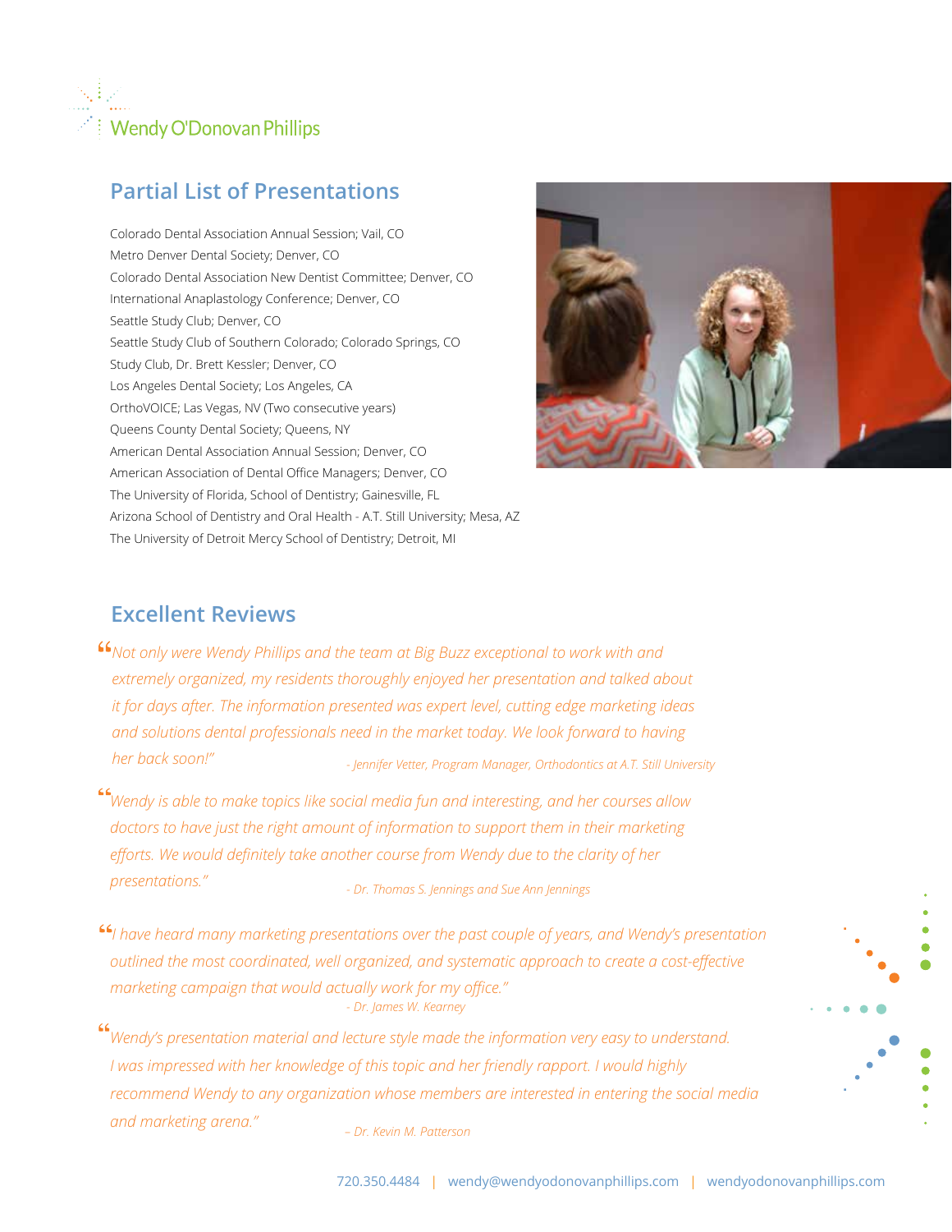Wendy O'Donovan Phillips

## Partial List of Presentations

Colorado Dental Association Annual Session; Vail, CO
Metro Denver Dental Society; Denver, CO
Colorado Dental Association New Dentist Committee; Denver, CO
International Anaplastology Conference; Denver, CO
Seattle Study Club; Denver, CO
Seattle Study Club of Southern Colorado; Colorado Springs, CO
Study Club, Dr. Brett Kessler; Denver, CO
Los Angeles Dental Society; Los Angeles, CA
OrthoVOICE; Las Vegas, NV (Two consecutive years)
Queens County Dental Society; Queens, NY
American Dental Association Annual Session; Denver, CO
American Association of Dental Office Managers; Denver, CO
The University of Florida, School of Dentistry; Gainesville, FL
Arizona School of Dentistry and Oral Health - A.T. Still University; Mesa, AZ
The University of Detroit Mercy School of Dentistry; Detroit, MI

## Excellent Reviews

*"Not only were Wendy Phillips and the team at Big Buzz exceptional to work with and extremely organized, my residents thoroughly enjoyed her presentation and talked about it for days after. The information presented was expert level, cutting edge marketing ideas and solutions dental professionals need in the market today. We look forward to having her back soon!"*

*- Jennifer Vetter, Program Manager, Orthodontics at A.T. Still University*

*"Wendy is able to make topics like social media fun and interesting, and her courses allow doctors to have just the right amount of information to support them in their marketing efforts. We would definitely take another course from Wendy due to the clarity of her presentations."*

*- Dr. Thomas S. Jennings and Sue Ann Jennings*

*"I have heard many marketing presentations over the past couple of years, and Wendy's presentation outlined the most coordinated, well organized, and systematic approach to create a cost-effective marketing campaign that would actually work for my office."*

*- Dr. James W. Kearney*

*"Wendy's presentation material and lecture style made the information very easy to understand. I was impressed with her knowledge of this topic and her friendly rapport. I would highly recommend Wendy to any organization whose members are interested in entering the social media and marketing arena."*

*– Dr. Kevin M. Patterson*

720.350.4484 | wendy@wendyodonovanphillips.com | wendyodonovanphillips.com